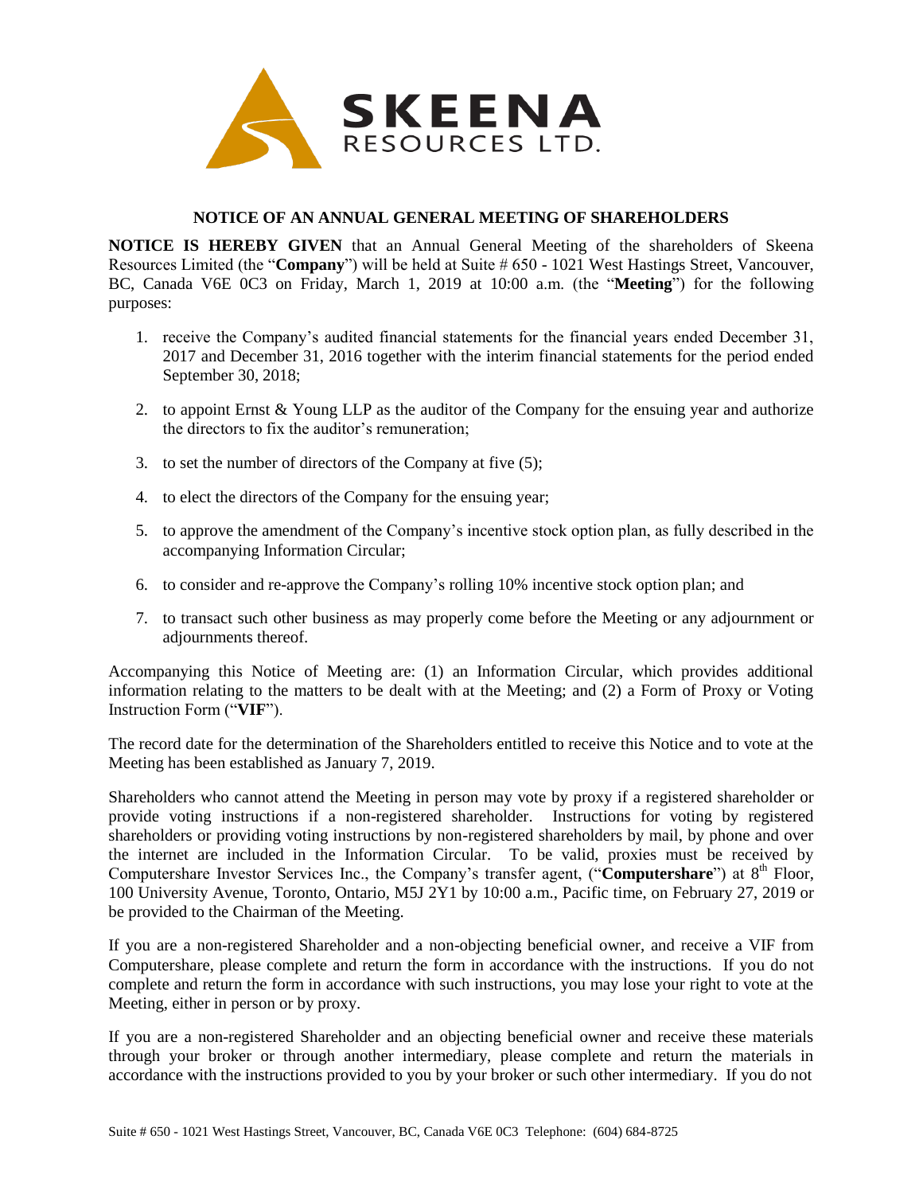SKEENA RESOURCES LTD.

# NOTICE OF AN ANNUAL GENERAL MEETING OF SHAREHOLDERS

**NOTICE IS HEREBY GIVEN** that an Annual General Meeting of the shareholders of Skeena Resources Limited (the "**Company**") will be held at Suite # 650 - 1021 West Hastings Street, Vancouver, BC, Canada V6E 0C3 on Friday, March 1, 2019 at 10:00 a.m. (the "**Meeting**") for the following purposes:

1. receive the Company's audited financial statements for the financial years ended December 31, 2017 and December 31, 2016 together with the interim financial statements for the period ended September 30, 2018;
2. to appoint Ernst & Young LLP as the auditor of the Company for the ensuing year and authorize the directors to fix the auditor's remuneration;
3. to set the number of directors of the Company at five (5);
4. to elect the directors of the Company for the ensuing year;
5. to approve the amendment of the Company's incentive stock option plan, as fully described in the accompanying Information Circular;
6. to consider and re-approve the Company's rolling 10% incentive stock option plan; and
7. to transact such other business as may properly come before the Meeting or any adjournment or adjournments thereof.

Accompanying this Notice of Meeting are: (1) an Information Circular, which provides additional information relating to the matters to be dealt with at the Meeting; and (2) a Form of Proxy or Voting Instruction Form ("**VIF**").

The record date for the determination of the Shareholders entitled to receive this Notice and to vote at the Meeting has been established as January 7, 2019.

Shareholders who cannot attend the Meeting in person may vote by proxy if a registered shareholder or provide voting instructions if a non-registered shareholder. Instructions for voting by registered shareholders or providing voting instructions by non-registered shareholders by mail, by phone and over the internet are included in the Information Circular. To be valid, proxies must be received by Computershare Investor Services Inc., the Company's transfer agent, ("**Computershare**") at 8th Floor, 100 University Avenue, Toronto, Ontario, M5J 2Y1 by 10:00 a.m., Pacific time, on February 27, 2019 or be provided to the Chairman of the Meeting.

If you are a non-registered Shareholder and a non-objecting beneficial owner, and receive a VIF from Computershare, please complete and return the form in accordance with the instructions. If you do not complete and return the form in accordance with such instructions, you may lose your right to vote at the Meeting, either in person or by proxy.

If you are a non-registered Shareholder and an objecting beneficial owner and receive these materials through your broker or through another intermediary, please complete and return the materials in accordance with the instructions provided to you by your broker or such other intermediary. If you do not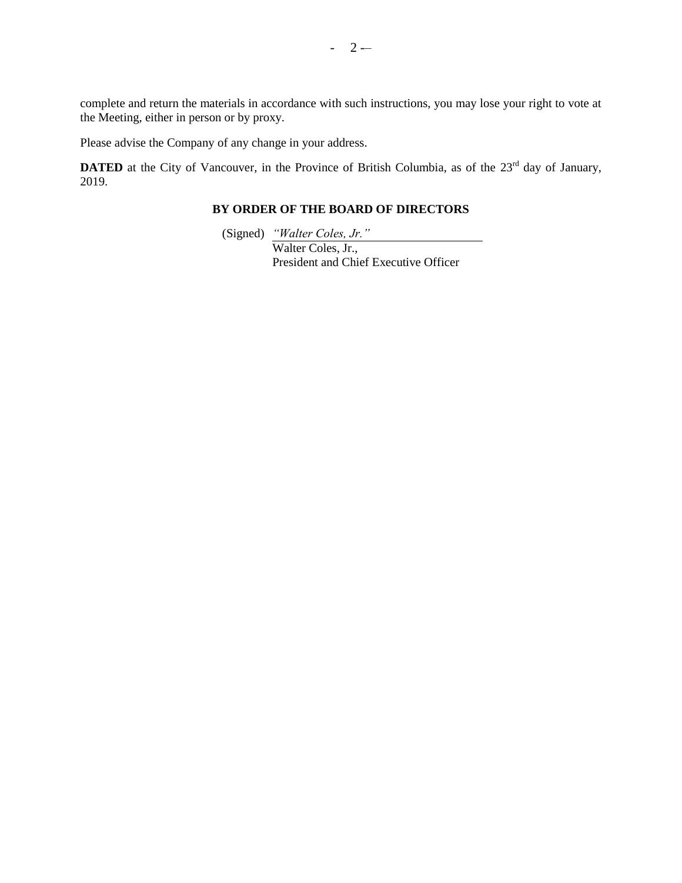complete and return the materials in accordance with such instructions, you may lose your right to vote at the Meeting, either in person or by proxy.

Please advise the Company of any change in your address.

**DATED** at the City of Vancouver, in the Province of British Columbia, as of the 23rd day of January, 2019.

**BY ORDER OF THE BOARD OF DIRECTORS**

(Signed) *"Walter Coles, Jr."*
Walter Coles, Jr.,
President and Chief Executive Officer